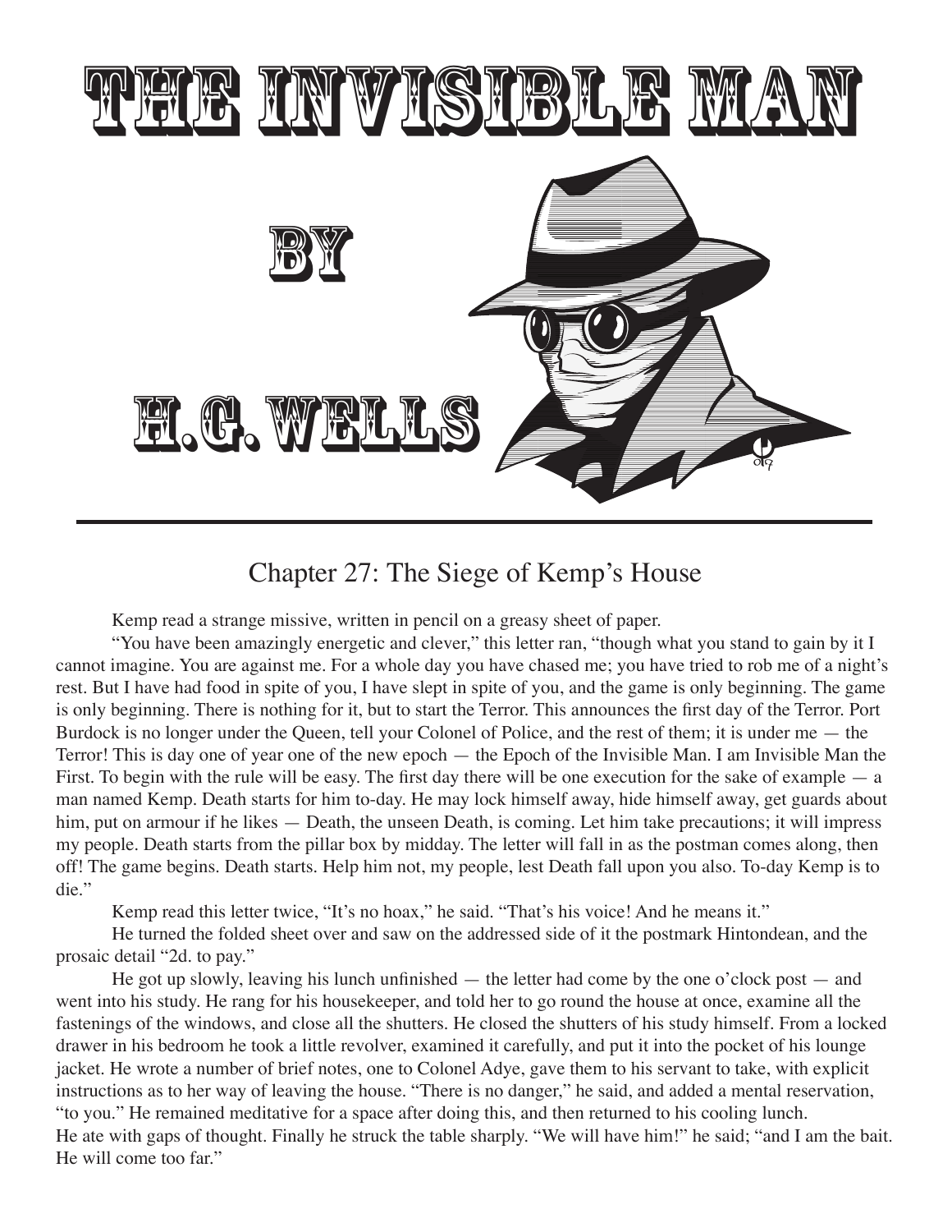# THE INVISIBLE MAN

# BY

# H.G. WELLS

## Chapter 27: The Siege of Kemp's House

Kemp read a strange missive, written in pencil on a greasy sheet of paper.

"You have been amazingly energetic and clever," this letter ran, "though what you stand to gain by it I cannot imagine. You are against me. For a whole day you have chased me; you have tried to rob me of a night's rest. But I have had food in spite of you, I have slept in spite of you, and the game is only beginning. The game is only beginning. There is nothing for it, but to start the Terror. This announces the first day of the Terror. Port Burdock is no longer under the Queen, tell your Colonel of Police, and the rest of them; it is under me — the Terror! This is day one of year one of the new epoch — the Epoch of the Invisible Man. I am Invisible Man the First. To begin with the rule will be easy. The first day there will be one execution for the sake of example — a man named Kemp. Death starts for him to-day. He may lock himself away, hide himself away, get guards about him, put on armour if he likes — Death, the unseen Death, is coming. Let him take precautions; it will impress my people. Death starts from the pillar box by midday. The letter will fall in as the postman comes along, then off! The game begins. Death starts. Help him not, my people, lest Death fall upon you also. To-day Kemp is to die."

Kemp read this letter twice, "It's no hoax," he said. "That's his voice! And he means it."

He turned the folded sheet over and saw on the addressed side of it the postmark Hintondean, and the prosaic detail "2d. to pay."

He got up slowly, leaving his lunch unfinished — the letter had come by the one o'clock post — and went into his study. He rang for his housekeeper, and told her to go round the house at once, examine all the fastenings of the windows, and close all the shutters. He closed the shutters of his study himself. From a locked drawer in his bedroom he took a little revolver, examined it carefully, and put it into the pocket of his lounge jacket. He wrote a number of brief notes, one to Colonel Adye, gave them to his servant to take, with explicit instructions as to her way of leaving the house. "There is no danger," he said, and added a mental reservation, "to you." He remained meditative for a space after doing this, and then returned to his cooling lunch.

He ate with gaps of thought. Finally he struck the table sharply. "We will have him!" he said; "and I am the bait. He will come too far."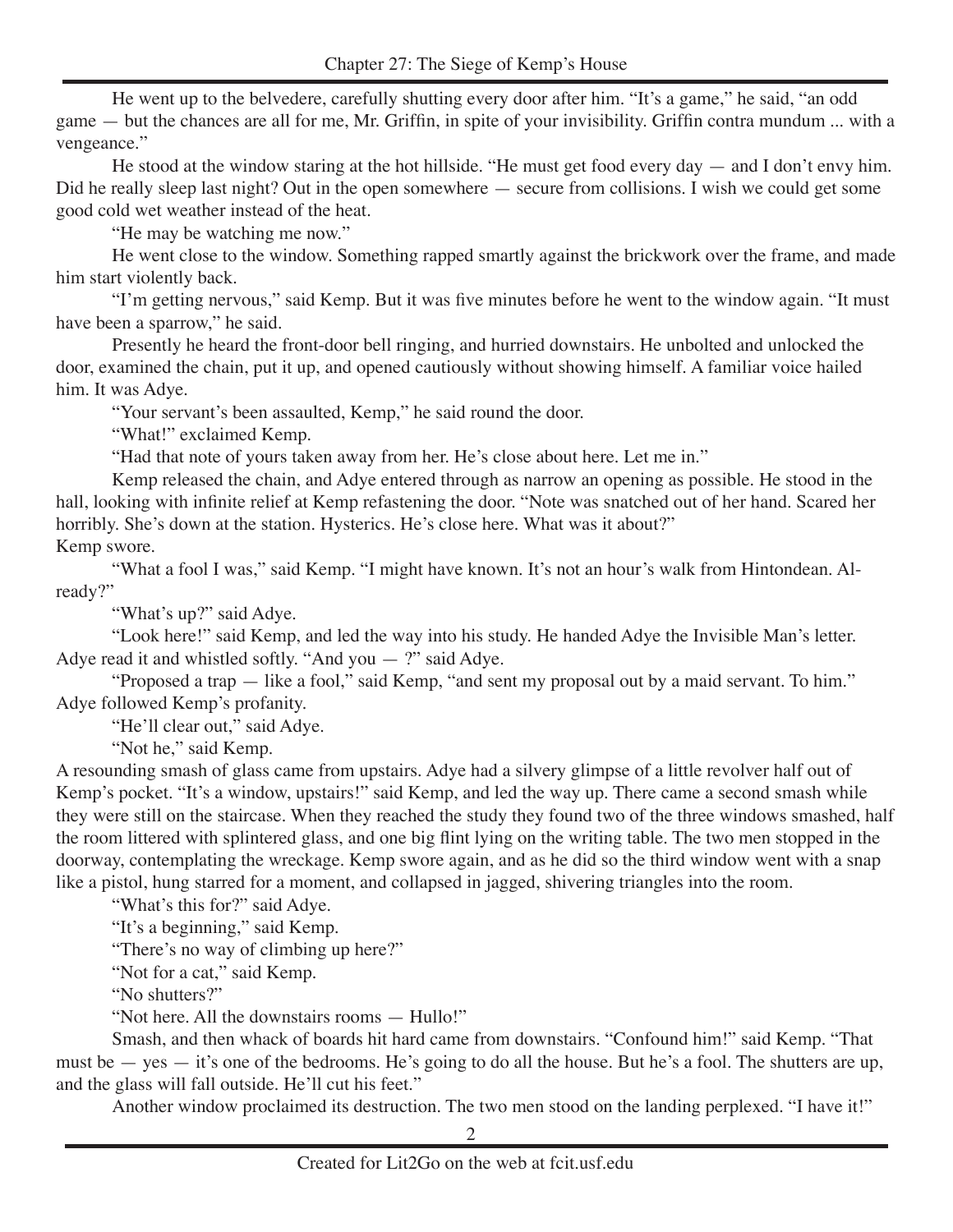He went up to the belvedere, carefully shutting every door after him. "It's a game," he said, "an odd game — but the chances are all for me, Mr. Griffin, in spite of your invisibility. Griffin contra mundum ... with a vengeance."

He stood at the window staring at the hot hillside. "He must get food every day — and I don't envy him. Did he really sleep last night? Out in the open somewhere — secure from collisions. I wish we could get some good cold wet weather instead of the heat.

"He may be watching me now."

He went close to the window. Something rapped smartly against the brickwork over the frame, and made him start violently back.

"I'm getting nervous," said Kemp. But it was five minutes before he went to the window again. "It must have been a sparrow," he said.

Presently he heard the front-door bell ringing, and hurried downstairs. He unbolted and unlocked the door, examined the chain, put it up, and opened cautiously without showing himself. A familiar voice hailed him. It was Adye.

"Your servant's been assaulted, Kemp," he said round the door.

"What!" exclaimed Kemp.

"Had that note of yours taken away from her. He's close about here. Let me in."

Kemp released the chain, and Adye entered through as narrow an opening as possible. He stood in the hall, looking with infinite relief at Kemp refastening the door. "Note was snatched out of her hand. Scared her horribly. She's down at the station. Hysterics. He's close here. What was it about?"

Kemp swore.

"What a fool I was," said Kemp. "I might have known. It's not an hour's walk from Hintondean. Already?"

"What's up?" said Adye.

"Look here!" said Kemp, and led the way into his study. He handed Adye the Invisible Man's letter. Adye read it and whistled softly. "And you — ?" said Adye.

"Proposed a trap — like a fool," said Kemp, "and sent my proposal out by a maid servant. To him."

Adye followed Kemp's profanity.

"He'll clear out," said Adye.

"Not he," said Kemp.

A resounding smash of glass came from upstairs. Adye had a silvery glimpse of a little revolver half out of Kemp's pocket. "It's a window, upstairs!" said Kemp, and led the way up. There came a second smash while they were still on the staircase. When they reached the study they found two of the three windows smashed, half the room littered with splintered glass, and one big flint lying on the writing table. The two men stopped in the doorway, contemplating the wreckage. Kemp swore again, and as he did so the third window went with a snap like a pistol, hung starred for a moment, and collapsed in jagged, shivering triangles into the room.

"What's this for?" said Adye.

"It's a beginning," said Kemp.

"There's no way of climbing up here?"

"Not for a cat," said Kemp.

"No shutters?"

"Not here. All the downstairs rooms — Hullo!"

Smash, and then whack of boards hit hard came from downstairs. "Confound him!" said Kemp. "That must be — yes — it's one of the bedrooms. He's going to do all the house. But he's a fool. The shutters are up, and the glass will fall outside. He'll cut his feet."

Another window proclaimed its destruction. The two men stood on the landing perplexed. "I have it!"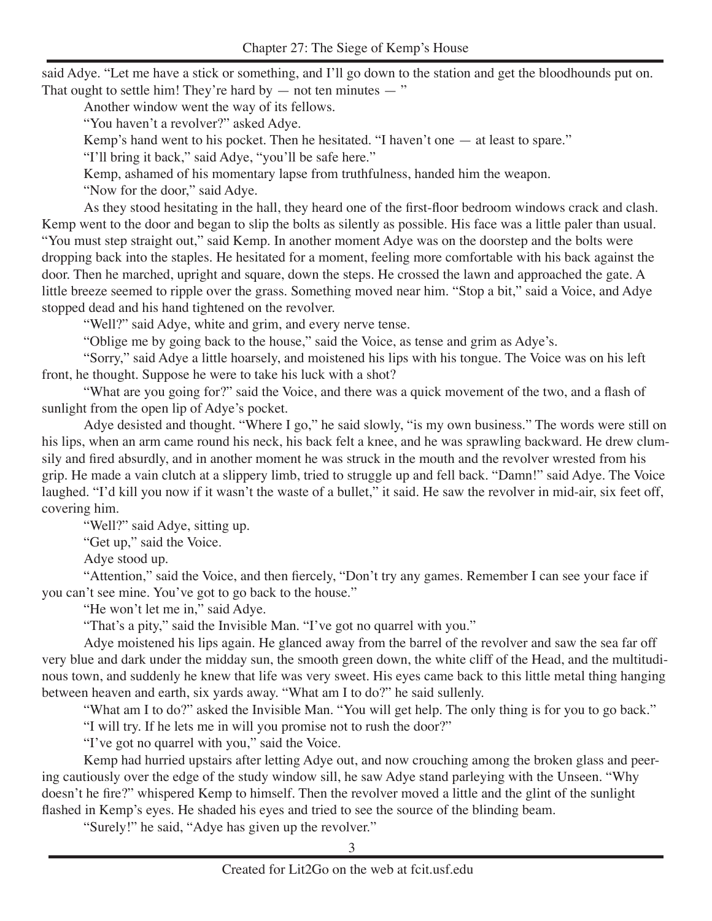said Adye. "Let me have a stick or something, and I'll go down to the station and get the bloodhounds put on. That ought to settle him! They're hard by — not ten minutes — "

Another window went the way of its fellows.

"You haven't a revolver?" asked Adye.

Kemp's hand went to his pocket. Then he hesitated. "I haven't one — at least to spare."

"I'll bring it back," said Adye, "you'll be safe here."

Kemp, ashamed of his momentary lapse from truthfulness, handed him the weapon.

"Now for the door," said Adye.

As they stood hesitating in the hall, they heard one of the first-floor bedroom windows crack and clash. Kemp went to the door and began to slip the bolts as silently as possible. His face was a little paler than usual. "You must step straight out," said Kemp. In another moment Adye was on the doorstep and the bolts were dropping back into the staples. He hesitated for a moment, feeling more comfortable with his back against the door. Then he marched, upright and square, down the steps. He crossed the lawn and approached the gate. A little breeze seemed to ripple over the grass. Something moved near him. "Stop a bit," said a Voice, and Adye stopped dead and his hand tightened on the revolver.

"Well?" said Adye, white and grim, and every nerve tense.

"Oblige me by going back to the house," said the Voice, as tense and grim as Adye's.

"Sorry," said Adye a little hoarsely, and moistened his lips with his tongue. The Voice was on his left front, he thought. Suppose he were to take his luck with a shot?

"What are you going for?" said the Voice, and there was a quick movement of the two, and a flash of sunlight from the open lip of Adye's pocket.

Adye desisted and thought. "Where I go," he said slowly, "is my own business." The words were still on his lips, when an arm came round his neck, his back felt a knee, and he was sprawling backward. He drew clumsily and fired absurdly, and in another moment he was struck in the mouth and the revolver wrested from his grip. He made a vain clutch at a slippery limb, tried to struggle up and fell back. "Damn!" said Adye. The Voice laughed. "I'd kill you now if it wasn't the waste of a bullet," it said. He saw the revolver in mid-air, six feet off, covering him.

"Well?" said Adye, sitting up.

"Get up," said the Voice.

Adye stood up.

"Attention," said the Voice, and then fiercely, "Don't try any games. Remember I can see your face if you can't see mine. You've got to go back to the house."

"He won't let me in," said Adye.

"That's a pity," said the Invisible Man. "I've got no quarrel with you."

Adye moistened his lips again. He glanced away from the barrel of the revolver and saw the sea far off very blue and dark under the midday sun, the smooth green down, the white cliff of the Head, and the multitudinous town, and suddenly he knew that life was very sweet. His eyes came back to this little metal thing hanging between heaven and earth, six yards away. "What am I to do?" he said sullenly.

"What am I to do?" asked the Invisible Man. "You will get help. The only thing is for you to go back."

"I will try. If he lets me in will you promise not to rush the door?"

"I've got no quarrel with you," said the Voice.

Kemp had hurried upstairs after letting Adye out, and now crouching among the broken glass and peering cautiously over the edge of the study window sill, he saw Adye stand parleying with the Unseen. "Why doesn't he fire?" whispered Kemp to himself. Then the revolver moved a little and the glint of the sunlight flashed in Kemp's eyes. He shaded his eyes and tried to see the source of the blinding beam.

"Surely!" he said, "Adye has given up the revolver."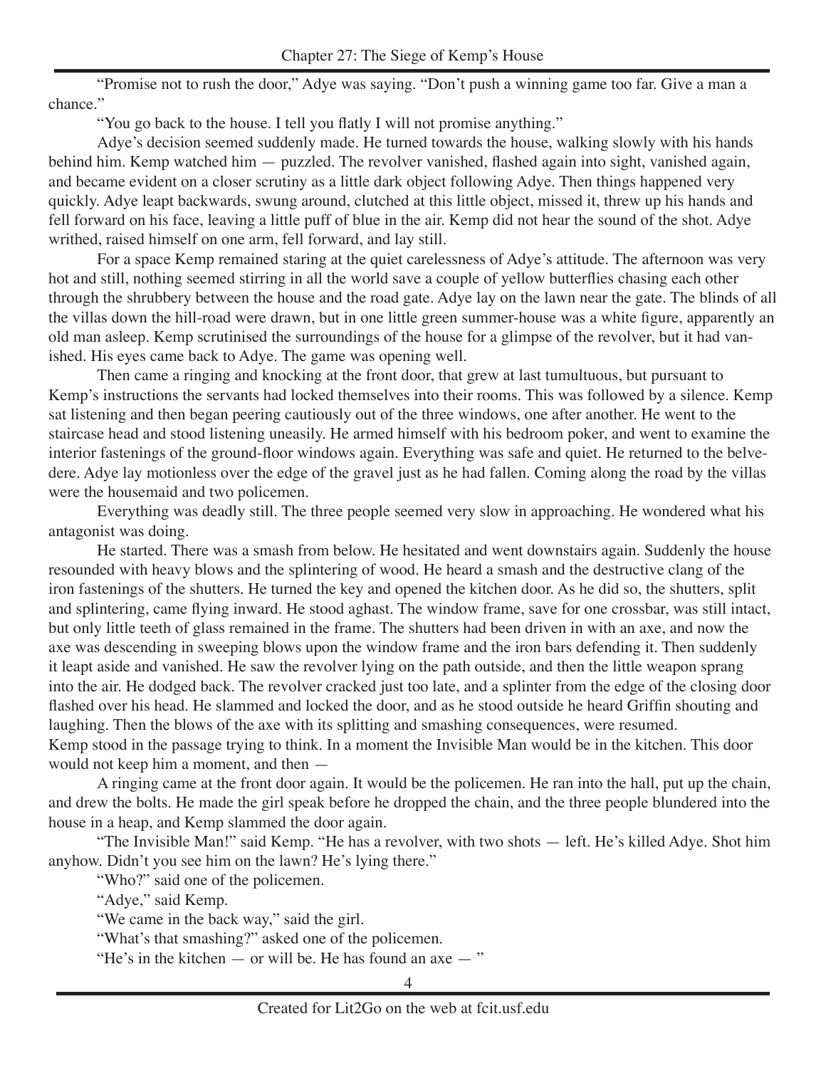"Promise not to rush the door," Adye was saying. "Don't push a winning game too far. Give a man a chance."

"You go back to the house. I tell you flatly I will not promise anything."

Adye's decision seemed suddenly made. He turned towards the house, walking slowly with his hands behind him. Kemp watched him — puzzled. The revolver vanished, flashed again into sight, vanished again, and became evident on a closer scrutiny as a little dark object following Adye. Then things happened very quickly. Adye leapt backwards, swung around, clutched at this little object, missed it, threw up his hands and fell forward on his face, leaving a little puff of blue in the air. Kemp did not hear the sound of the shot. Adye writhed, raised himself on one arm, fell forward, and lay still.

For a space Kemp remained staring at the quiet carelessness of Adye's attitude. The afternoon was very hot and still, nothing seemed stirring in all the world save a couple of yellow butterflies chasing each other through the shrubbery between the house and the road gate. Adye lay on the lawn near the gate. The blinds of all the villas down the hill-road were drawn, but in one little green summer-house was a white figure, apparently an old man asleep. Kemp scrutinised the surroundings of the house for a glimpse of the revolver, but it had vanished. His eyes came back to Adye. The game was opening well.

Then came a ringing and knocking at the front door, that grew at last tumultuous, but pursuant to Kemp's instructions the servants had locked themselves into their rooms. This was followed by a silence. Kemp sat listening and then began peering cautiously out of the three windows, one after another. He went to the staircase head and stood listening uneasily. He armed himself with his bedroom poker, and went to examine the interior fastenings of the ground-floor windows again. Everything was safe and quiet. He returned to the belvedere. Adye lay motionless over the edge of the gravel just as he had fallen. Coming along the road by the villas were the housemaid and two policemen.

Everything was deadly still. The three people seemed very slow in approaching. He wondered what his antagonist was doing.

He started. There was a smash from below. He hesitated and went downstairs again. Suddenly the house resounded with heavy blows and the splintering of wood. He heard a smash and the destructive clang of the iron fastenings of the shutters. He turned the key and opened the kitchen door. As he did so, the shutters, split and splintering, came flying inward. He stood aghast. The window frame, save for one crossbar, was still intact, but only little teeth of glass remained in the frame. The shutters had been driven in with an axe, and now the axe was descending in sweeping blows upon the window frame and the iron bars defending it. Then suddenly it leapt aside and vanished. He saw the revolver lying on the path outside, and then the little weapon sprang into the air. He dodged back. The revolver cracked just too late, and a splinter from the edge of the closing door flashed over his head. He slammed and locked the door, and as he stood outside he heard Griffin shouting and laughing. Then the blows of the axe with its splitting and smashing consequences, were resumed. Kemp stood in the passage trying to think. In a moment the Invisible Man would be in the kitchen. This door would not keep him a moment, and then —

A ringing came at the front door again. It would be the policemen. He ran into the hall, put up the chain, and drew the bolts. He made the girl speak before he dropped the chain, and the three people blundered into the house in a heap, and Kemp slammed the door again.

"The Invisible Man!" said Kemp. "He has a revolver, with two shots — left. He's killed Adye. Shot him anyhow. Didn't you see him on the lawn? He's lying there."

"Who?" said one of the policemen.

"Adye," said Kemp.

"We came in the back way," said the girl.

"What's that smashing?" asked one of the policemen.

"He's in the kitchen — or will be. He has found an axe — "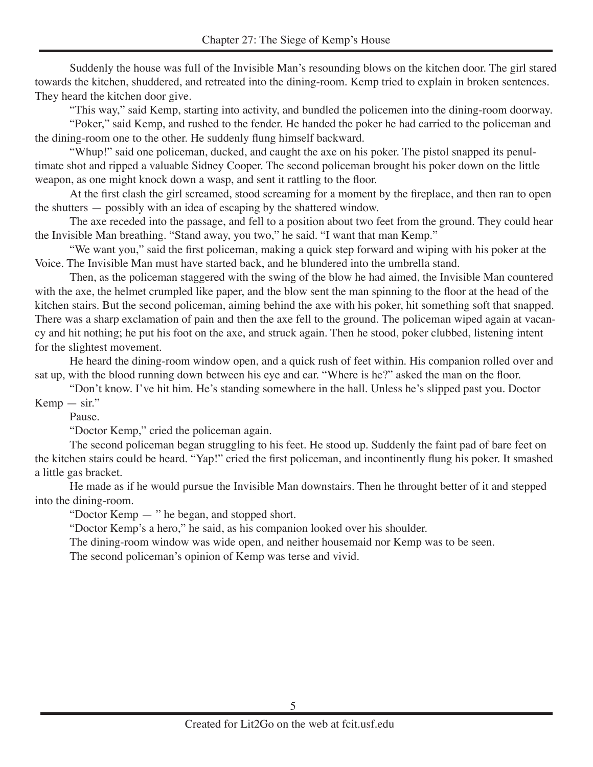Suddenly the house was full of the Invisible Man's resounding blows on the kitchen door. The girl stared towards the kitchen, shuddered, and retreated into the dining-room. Kemp tried to explain in broken sentences. They heard the kitchen door give.

"This way," said Kemp, starting into activity, and bundled the policemen into the dining-room doorway.

"Poker," said Kemp, and rushed to the fender. He handed the poker he had carried to the policeman and the dining-room one to the other. He suddenly flung himself backward.

"Whup!" said one policeman, ducked, and caught the axe on his poker. The pistol snapped its penultimate shot and ripped a valuable Sidney Cooper. The second policeman brought his poker down on the little weapon, as one might knock down a wasp, and sent it rattling to the floor.

At the first clash the girl screamed, stood screaming for a moment by the fireplace, and then ran to open the shutters — possibly with an idea of escaping by the shattered window.

The axe receded into the passage, and fell to a position about two feet from the ground. They could hear the Invisible Man breathing. "Stand away, you two," he said. "I want that man Kemp."

"We want you," said the first policeman, making a quick step forward and wiping with his poker at the Voice. The Invisible Man must have started back, and he blundered into the umbrella stand.

Then, as the policeman staggered with the swing of the blow he had aimed, the Invisible Man countered with the axe, the helmet crumpled like paper, and the blow sent the man spinning to the floor at the head of the kitchen stairs. But the second policeman, aiming behind the axe with his poker, hit something soft that snapped. There was a sharp exclamation of pain and then the axe fell to the ground. The policeman wiped again at vacancy and hit nothing; he put his foot on the axe, and struck again. Then he stood, poker clubbed, listening intent for the slightest movement.

He heard the dining-room window open, and a quick rush of feet within. His companion rolled over and sat up, with the blood running down between his eye and ear. "Where is he?" asked the man on the floor.

"Don't know. I've hit him. He's standing somewhere in the hall. Unless he's slipped past you. Doctor Kemp — sir."

Pause.

"Doctor Kemp," cried the policeman again.

The second policeman began struggling to his feet. He stood up. Suddenly the faint pad of bare feet on the kitchen stairs could be heard. "Yap!" cried the first policeman, and incontinently flung his poker. It smashed a little gas bracket.

He made as if he would pursue the Invisible Man downstairs. Then he throught better of it and stepped into the dining-room.

"Doctor Kemp — " he began, and stopped short.

"Doctor Kemp's a hero," he said, as his companion looked over his shoulder.

The dining-room window was wide open, and neither housemaid nor Kemp was to be seen.

The second policeman's opinion of Kemp was terse and vivid.